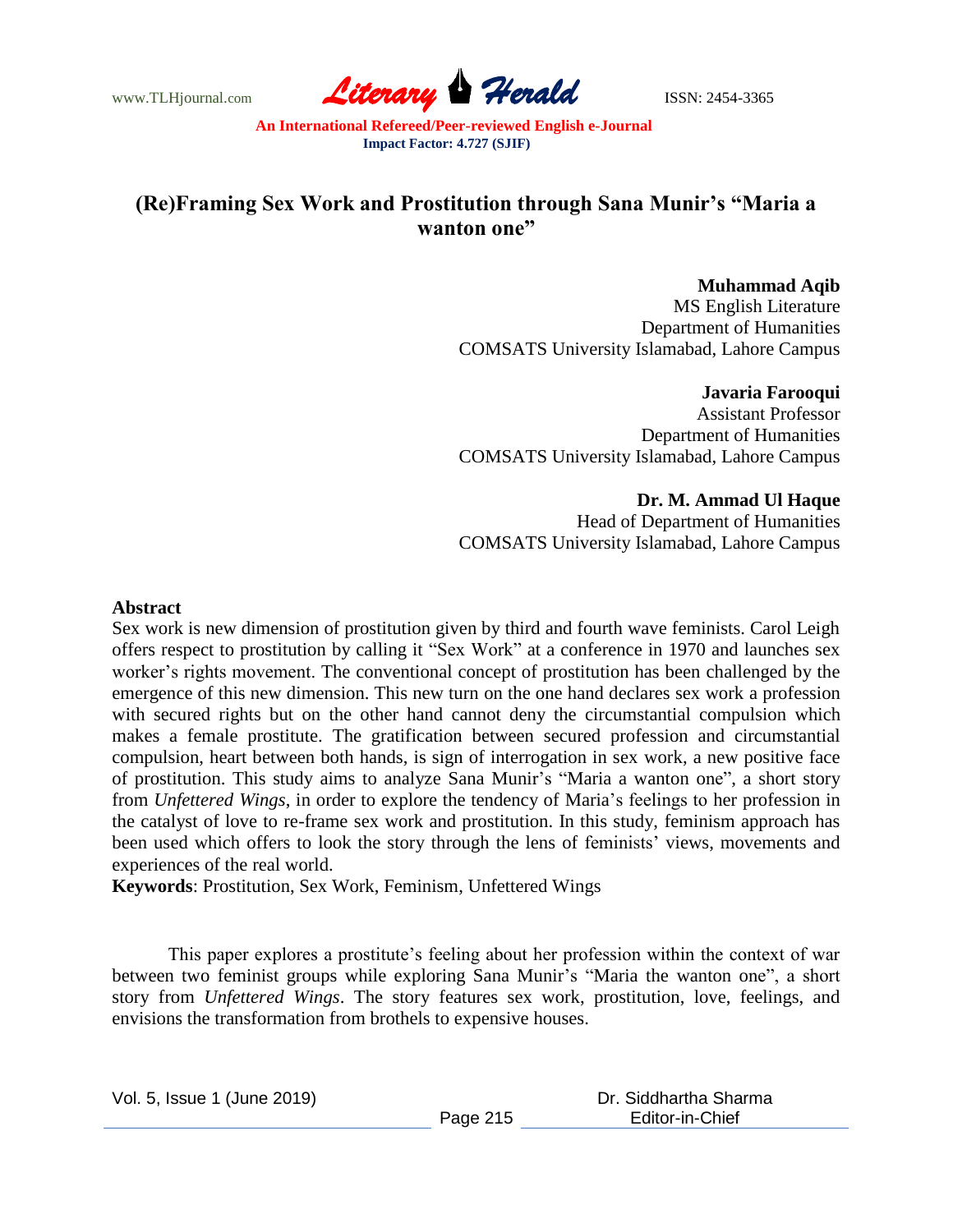# (Re)Framing Sex Work and Prostitution through Sana Munir's "Maria a wanton one"

**Muhammad Aqib**
MS English Literature
Department of Humanities
COMSATS University Islamabad, Lahore Campus

**Javaria Farooqui**
Assistant Professor
Department of Humanities
COMSATS University Islamabad, Lahore Campus

**Dr. M. Ammad Ul Haque**
Head of Department of Humanities
COMSATS University Islamabad, Lahore Campus

## Abstract

Sex work is new dimension of prostitution given by third and fourth wave feminists. Carol Leigh offers respect to prostitution by calling it "Sex Work" at a conference in 1970 and launches sex worker's rights movement. The conventional concept of prostitution has been challenged by the emergence of this new dimension. This new turn on the one hand declares sex work a profession with secured rights but on the other hand cannot deny the circumstantial compulsion which makes a female prostitute. The gratification between secured profession and circumstantial compulsion, heart between both hands, is sign of interrogation in sex work, a new positive face of prostitution. This study aims to analyze Sana Munir's "Maria a wanton one", a short story from *Unfettered Wings*, in order to explore the tendency of Maria's feelings to her profession in the catalyst of love to re-frame sex work and prostitution. In this study, feminism approach has been used which offers to look the story through the lens of feminists' views, movements and experiences of the real world.

**Keywords**: Prostitution, Sex Work, Feminism, Unfettered Wings

This paper explores a prostitute's feeling about her profession within the context of war between two feminist groups while exploring Sana Munir's "Maria the wanton one", a short story from *Unfettered Wings*. The story features sex work, prostitution, love, feelings, and envisions the transformation from brothels to expensive houses.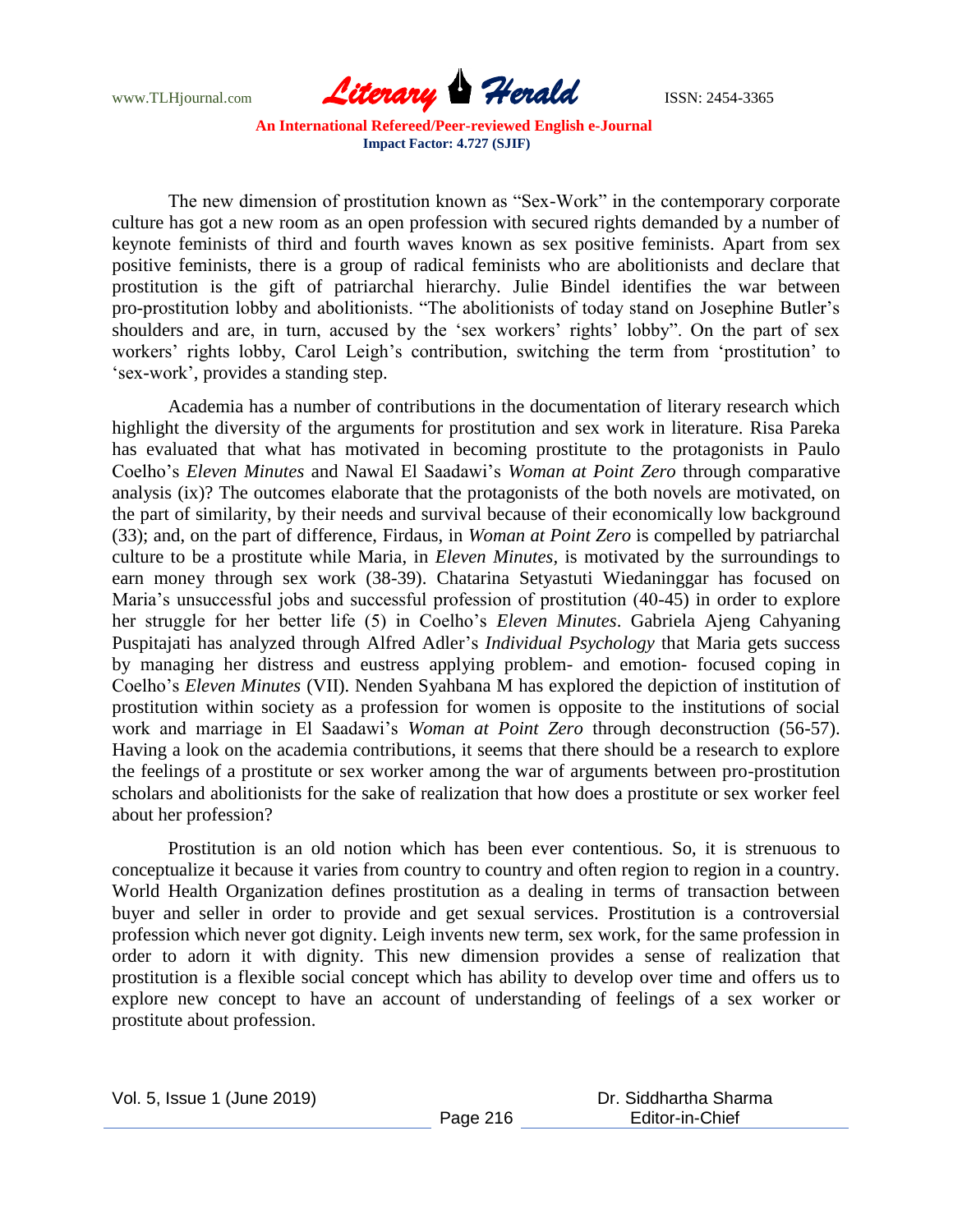The new dimension of prostitution known as "Sex-Work" in the contemporary corporate culture has got a new room as an open profession with secured rights demanded by a number of keynote feminists of third and fourth waves known as sex positive feminists. Apart from sex positive feminists, there is a group of radical feminists who are abolitionists and declare that prostitution is the gift of patriarchal hierarchy. Julie Bindel identifies the war between pro-prostitution lobby and abolitionists. "The abolitionists of today stand on Josephine Butler's shoulders and are, in turn, accused by the 'sex workers' rights' lobby". On the part of sex workers' rights lobby, Carol Leigh's contribution, switching the term from 'prostitution' to 'sex-work', provides a standing step.

Academia has a number of contributions in the documentation of literary research which highlight the diversity of the arguments for prostitution and sex work in literature. Risa Pareka has evaluated that what has motivated in becoming prostitute to the protagonists in Paulo Coelho's *Eleven Minutes* and Nawal El Saadawi's *Woman at Point Zero* through comparative analysis (ix)? The outcomes elaborate that the protagonists of the both novels are motivated, on the part of similarity, by their needs and survival because of their economically low background (33); and, on the part of difference, Firdaus, in *Woman at Point Zero* is compelled by patriarchal culture to be a prostitute while Maria, in *Eleven Minutes*, is motivated by the surroundings to earn money through sex work (38-39). Chatarina Setyastuti Wiedaninggar has focused on Maria's unsuccessful jobs and successful profession of prostitution (40-45) in order to explore her struggle for her better life (5) in Coelho's *Eleven Minutes*. Gabriela Ajeng Cahyaning Puspitajati has analyzed through Alfred Adler's *Individual Psychology* that Maria gets success by managing her distress and eustress applying problem- and emotion- focused coping in Coelho's *Eleven Minutes* (VII). Nenden Syahbana M has explored the depiction of institution of prostitution within society as a profession for women is opposite to the institutions of social work and marriage in El Saadawi's *Woman at Point Zero* through deconstruction (56-57). Having a look on the academia contributions, it seems that there should be a research to explore the feelings of a prostitute or sex worker among the war of arguments between pro-prostitution scholars and abolitionists for the sake of realization that how does a prostitute or sex worker feel about her profession?

Prostitution is an old notion which has been ever contentious. So, it is strenuous to conceptualize it because it varies from country to country and often region to region in a country. World Health Organization defines prostitution as a dealing in terms of transaction between buyer and seller in order to provide and get sexual services. Prostitution is a controversial profession which never got dignity. Leigh invents new term, sex work, for the same profession in order to adorn it with dignity. This new dimension provides a sense of realization that prostitution is a flexible social concept which has ability to develop over time and offers us to explore new concept to have an account of understanding of feelings of a sex worker or prostitute about profession.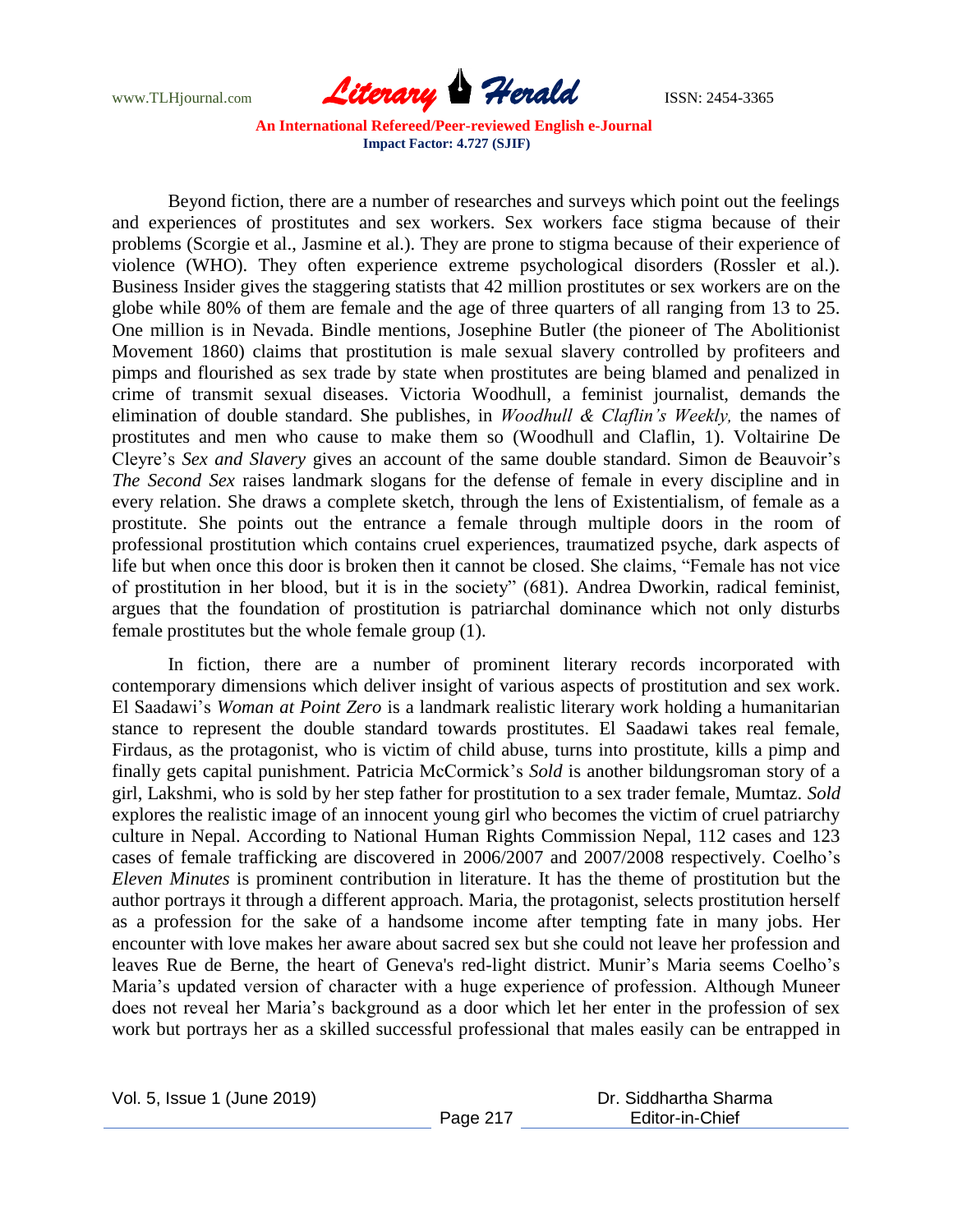Beyond fiction, there are a number of researches and surveys which point out the feelings and experiences of prostitutes and sex workers. Sex workers face stigma because of their problems (Scorgie et al., Jasmine et al.). They are prone to stigma because of their experience of violence (WHO). They often experience extreme psychological disorders (Rossler et al.). Business Insider gives the staggering statists that 42 million prostitutes or sex workers are on the globe while 80% of them are female and the age of three quarters of all ranging from 13 to 25. One million is in Nevada. Bindle mentions, Josephine Butler (the pioneer of The Abolitionist Movement 1860) claims that prostitution is male sexual slavery controlled by profiteers and pimps and flourished as sex trade by state when prostitutes are being blamed and penalized in crime of transmit sexual diseases. Victoria Woodhull, a feminist journalist, demands the elimination of double standard. She publishes, in *Woodhull & Claflin's Weekly,* the names of prostitutes and men who cause to make them so (Woodhull and Claflin, 1). Voltairine De Cleyre's *Sex and Slavery* gives an account of the same double standard. Simon de Beauvoir's *The Second Sex* raises landmark slogans for the defense of female in every discipline and in every relation. She draws a complete sketch, through the lens of Existentialism, of female as a prostitute. She points out the entrance a female through multiple doors in the room of professional prostitution which contains cruel experiences, traumatized psyche, dark aspects of life but when once this door is broken then it cannot be closed. She claims, "Female has not vice of prostitution in her blood, but it is in the society" (681). Andrea Dworkin, radical feminist, argues that the foundation of prostitution is patriarchal dominance which not only disturbs female prostitutes but the whole female group (1).

In fiction, there are a number of prominent literary records incorporated with contemporary dimensions which deliver insight of various aspects of prostitution and sex work. El Saadawi's *Woman at Point Zero* is a landmark realistic literary work holding a humanitarian stance to represent the double standard towards prostitutes. El Saadawi takes real female, Firdaus, as the protagonist, who is victim of child abuse, turns into prostitute, kills a pimp and finally gets capital punishment. Patricia McCormick's *Sold* is another bildungsroman story of a girl, Lakshmi, who is sold by her step father for prostitution to a sex trader female, Mumtaz. *Sold* explores the realistic image of an innocent young girl who becomes the victim of cruel patriarchy culture in Nepal. According to National Human Rights Commission Nepal, 112 cases and 123 cases of female trafficking are discovered in 2006/2007 and 2007/2008 respectively. Coelho's *Eleven Minutes* is prominent contribution in literature. It has the theme of prostitution but the author portrays it through a different approach. Maria, the protagonist, selects prostitution herself as a profession for the sake of a handsome income after tempting fate in many jobs. Her encounter with love makes her aware about sacred sex but she could not leave her profession and leaves Rue de Berne, the heart of Geneva's red-light district. Munir's Maria seems Coelho's Maria's updated version of character with a huge experience of profession. Although Muneer does not reveal her Maria's background as a door which let her enter in the profession of sex work but portrays her as a skilled successful professional that males easily can be entrapped in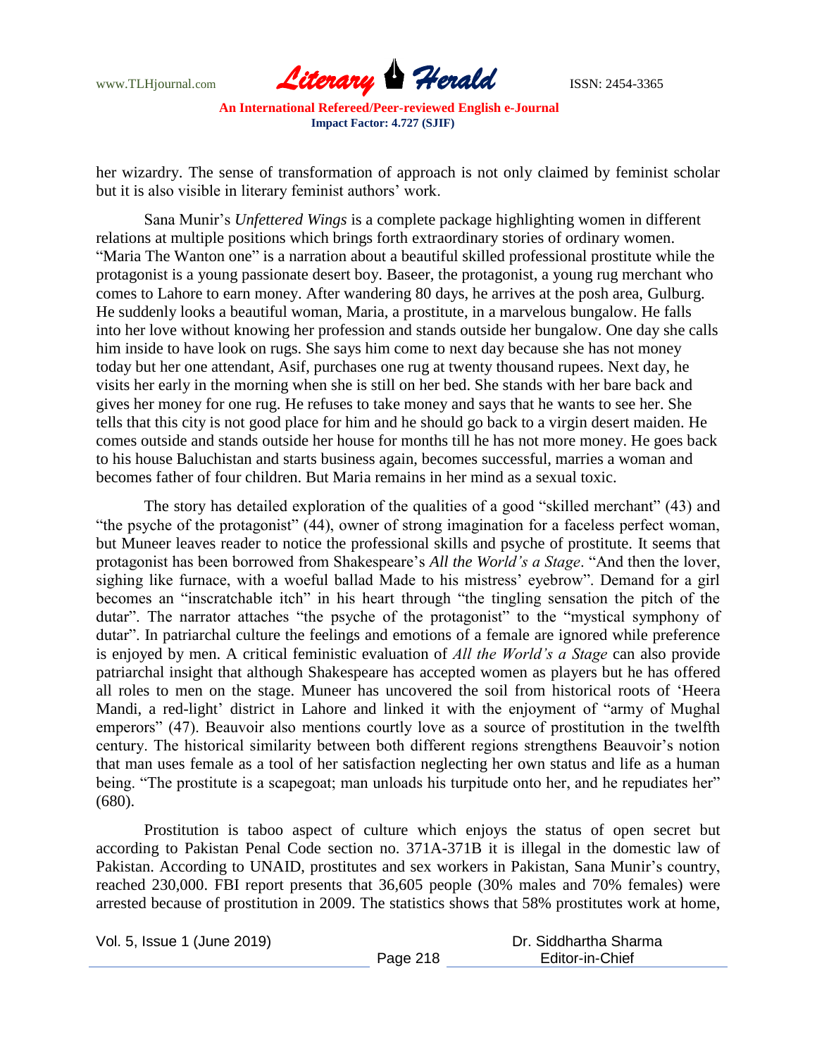her wizardry. The sense of transformation of approach is not only claimed by feminist scholar but it is also visible in literary feminist authors' work.

Sana Munir's *Unfettered Wings* is a complete package highlighting women in different relations at multiple positions which brings forth extraordinary stories of ordinary women. "Maria The Wanton one" is a narration about a beautiful skilled professional prostitute while the protagonist is a young passionate desert boy. Baseer, the protagonist, a young rug merchant who comes to Lahore to earn money. After wandering 80 days, he arrives at the posh area, Gulburg. He suddenly looks a beautiful woman, Maria, a prostitute, in a marvelous bungalow. He falls into her love without knowing her profession and stands outside her bungalow. One day she calls him inside to have look on rugs. She says him come to next day because she has not money today but her one attendant, Asif, purchases one rug at twenty thousand rupees. Next day, he visits her early in the morning when she is still on her bed. She stands with her bare back and gives her money for one rug. He refuses to take money and says that he wants to see her. She tells that this city is not good place for him and he should go back to a virgin desert maiden. He comes outside and stands outside her house for months till he has not more money. He goes back to his house Baluchistan and starts business again, becomes successful, marries a woman and becomes father of four children. But Maria remains in her mind as a sexual toxic.

The story has detailed exploration of the qualities of a good "skilled merchant" (43) and "the psyche of the protagonist" (44), owner of strong imagination for a faceless perfect woman, but Muneer leaves reader to notice the professional skills and psyche of prostitute. It seems that protagonist has been borrowed from Shakespeare's *All the World's a Stage*. "And then the lover, sighing like furnace, with a woeful ballad Made to his mistress' eyebrow". Demand for a girl becomes an "inscratchable itch" in his heart through "the tingling sensation the pitch of the dutar". The narrator attaches "the psyche of the protagonist" to the "mystical symphony of dutar". In patriarchal culture the feelings and emotions of a female are ignored while preference is enjoyed by men. A critical feministic evaluation of *All the World's a Stage* can also provide patriarchal insight that although Shakespeare has accepted women as players but he has offered all roles to men on the stage. Muneer has uncovered the soil from historical roots of 'Heera Mandi, a red-light' district in Lahore and linked it with the enjoyment of "army of Mughal emperors" (47). Beauvoir also mentions courtly love as a source of prostitution in the twelfth century. The historical similarity between both different regions strengthens Beauvoir's notion that man uses female as a tool of her satisfaction neglecting her own status and life as a human being. "The prostitute is a scapegoat; man unloads his turpitude onto her, and he repudiates her" (680).

Prostitution is taboo aspect of culture which enjoys the status of open secret but according to Pakistan Penal Code section no. 371A-371B it is illegal in the domestic law of Pakistan. According to UNAID, prostitutes and sex workers in Pakistan, Sana Munir's country, reached 230,000. FBI report presents that 36,605 people (30% males and 70% females) were arrested because of prostitution in 2009. The statistics shows that 58% prostitutes work at home,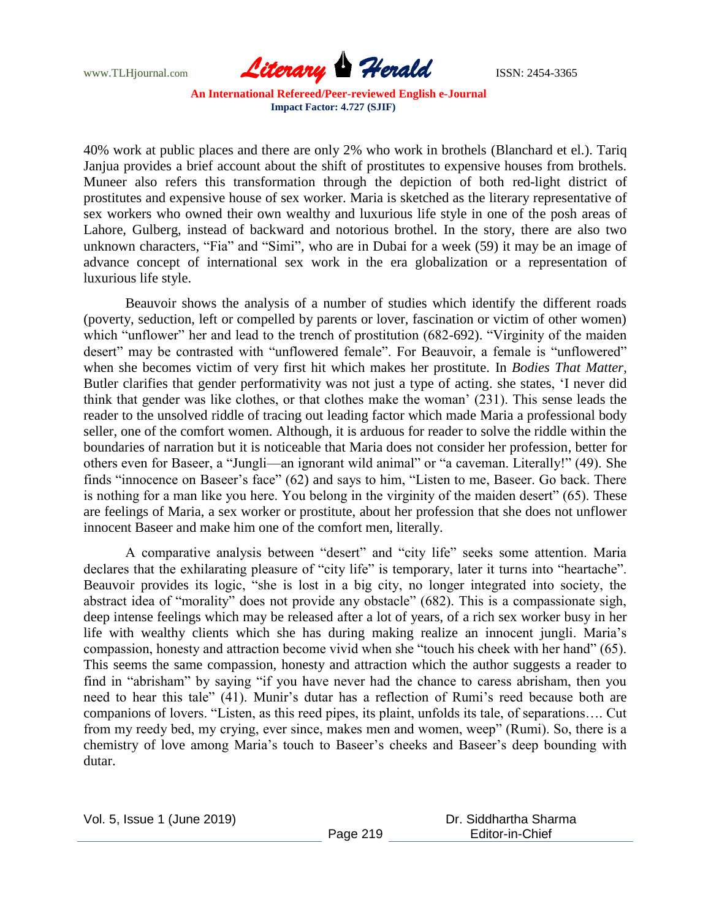40% work at public places and there are only 2% who work in brothels (Blanchard et el.). Tariq Janjua provides a brief account about the shift of prostitutes to expensive houses from brothels. Muneer also refers this transformation through the depiction of both red-light district of prostitutes and expensive house of sex worker. Maria is sketched as the literary representative of sex workers who owned their own wealthy and luxurious life style in one of the posh areas of Lahore, Gulberg, instead of backward and notorious brothel. In the story, there are also two unknown characters, "Fia" and "Simi", who are in Dubai for a week (59) it may be an image of advance concept of international sex work in the era globalization or a representation of luxurious life style.

Beauvoir shows the analysis of a number of studies which identify the different roads (poverty, seduction, left or compelled by parents or lover, fascination or victim of other women) which "unflower" her and lead to the trench of prostitution (682-692). "Virginity of the maiden desert" may be contrasted with "unflowered female". For Beauvoir, a female is "unflowered" when she becomes victim of very first hit which makes her prostitute. In *Bodies That Matter*, Butler clarifies that gender performativity was not just a type of acting. she states, 'I never did think that gender was like clothes, or that clothes make the woman' (231). This sense leads the reader to the unsolved riddle of tracing out leading factor which made Maria a professional body seller, one of the comfort women. Although, it is arduous for reader to solve the riddle within the boundaries of narration but it is noticeable that Maria does not consider her profession, better for others even for Baseer, a "Jungli—an ignorant wild animal" or "a caveman. Literally!" (49). She finds "innocence on Baseer's face" (62) and says to him, "Listen to me, Baseer. Go back. There is nothing for a man like you here. You belong in the virginity of the maiden desert" (65). These are feelings of Maria, a sex worker or prostitute, about her profession that she does not unflower innocent Baseer and make him one of the comfort men, literally.

A comparative analysis between "desert" and "city life" seeks some attention. Maria declares that the exhilarating pleasure of "city life" is temporary, later it turns into "heartache". Beauvoir provides its logic, "she is lost in a big city, no longer integrated into society, the abstract idea of "morality" does not provide any obstacle" (682). This is a compassionate sigh, deep intense feelings which may be released after a lot of years, of a rich sex worker busy in her life with wealthy clients which she has during making realize an innocent jungli. Maria's compassion, honesty and attraction become vivid when she "touch his cheek with her hand" (65). This seems the same compassion, honesty and attraction which the author suggests a reader to find in "abrisham" by saying "if you have never had the chance to caress abrisham, then you need to hear this tale" (41). Munir's dutar has a reflection of Rumi's reed because both are companions of lovers. "Listen, as this reed pipes, its plaint, unfolds its tale, of separations…. Cut from my reedy bed, my crying, ever since, makes men and women, weep" (Rumi). So, there is a chemistry of love among Maria's touch to Baseer's cheeks and Baseer's deep bounding with dutar.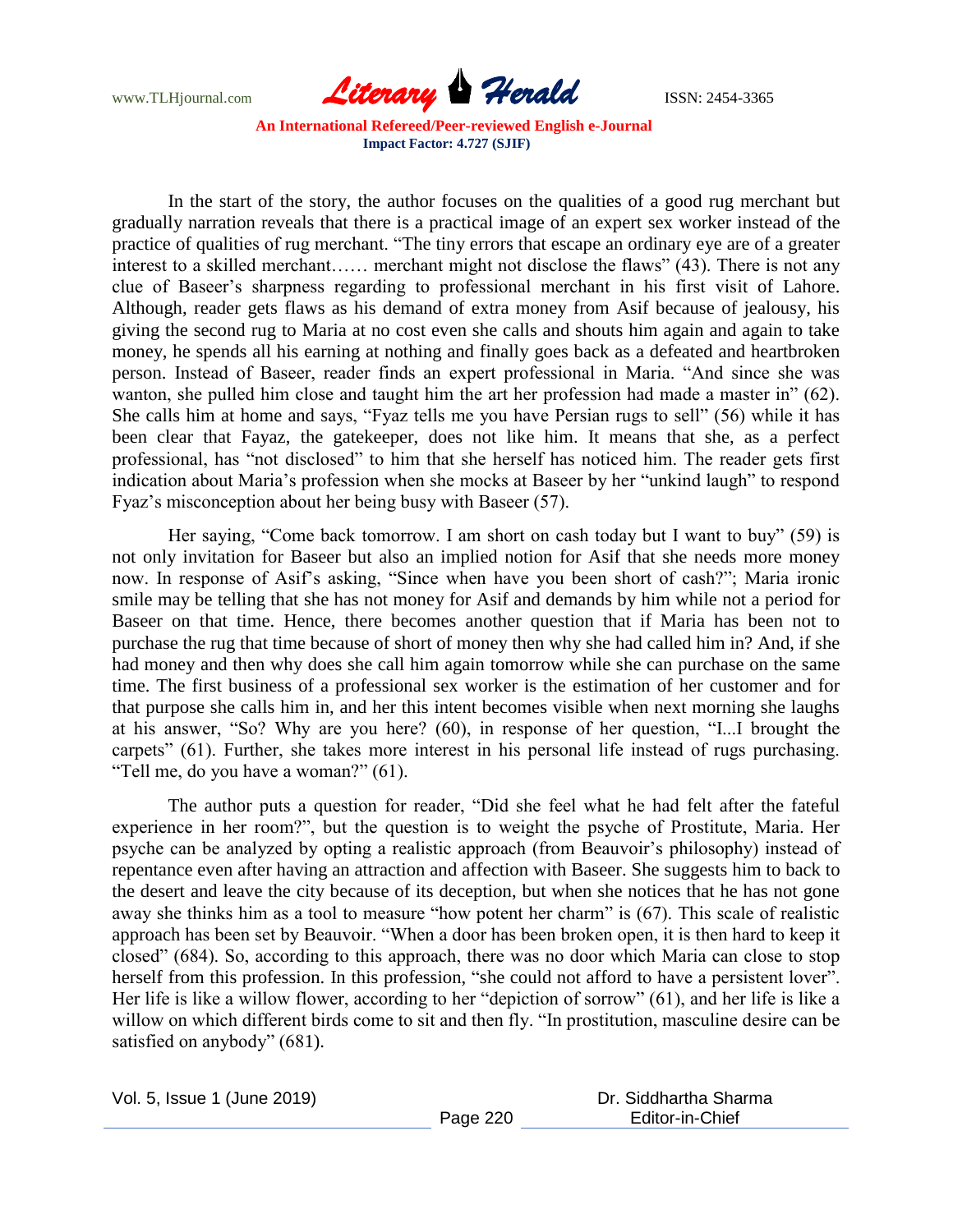In the start of the story, the author focuses on the qualities of a good rug merchant but gradually narration reveals that there is a practical image of an expert sex worker instead of the practice of qualities of rug merchant. "The tiny errors that escape an ordinary eye are of a greater interest to a skilled merchant…… merchant might not disclose the flaws" (43). There is not any clue of Baseer's sharpness regarding to professional merchant in his first visit of Lahore. Although, reader gets flaws as his demand of extra money from Asif because of jealousy, his giving the second rug to Maria at no cost even she calls and shouts him again and again to take money, he spends all his earning at nothing and finally goes back as a defeated and heartbroken person. Instead of Baseer, reader finds an expert professional in Maria. "And since she was wanton, she pulled him close and taught him the art her profession had made a master in" (62). She calls him at home and says, "Fyaz tells me you have Persian rugs to sell" (56) while it has been clear that Fayaz, the gatekeeper, does not like him. It means that she, as a perfect professional, has "not disclosed" to him that she herself has noticed him. The reader gets first indication about Maria's profession when she mocks at Baseer by her "unkind laugh" to respond Fyaz's misconception about her being busy with Baseer (57).

Her saying, "Come back tomorrow. I am short on cash today but I want to buy" (59) is not only invitation for Baseer but also an implied notion for Asif that she needs more money now. In response of Asif's asking, "Since when have you been short of cash?"; Maria ironic smile may be telling that she has not money for Asif and demands by him while not a period for Baseer on that time. Hence, there becomes another question that if Maria has been not to purchase the rug that time because of short of money then why she had called him in? And, if she had money and then why does she call him again tomorrow while she can purchase on the same time. The first business of a professional sex worker is the estimation of her customer and for that purpose she calls him in, and her this intent becomes visible when next morning she laughs at his answer, "So? Why are you here? (60), in response of her question, "I...I brought the carpets" (61). Further, she takes more interest in his personal life instead of rugs purchasing. "Tell me, do you have a woman?" (61).

The author puts a question for reader, "Did she feel what he had felt after the fateful experience in her room?", but the question is to weight the psyche of Prostitute, Maria. Her psyche can be analyzed by opting a realistic approach (from Beauvoir's philosophy) instead of repentance even after having an attraction and affection with Baseer. She suggests him to back to the desert and leave the city because of its deception, but when she notices that he has not gone away she thinks him as a tool to measure "how potent her charm" is (67). This scale of realistic approach has been set by Beauvoir. "When a door has been broken open, it is then hard to keep it closed" (684). So, according to this approach, there was no door which Maria can close to stop herself from this profession. In this profession, "she could not afford to have a persistent lover". Her life is like a willow flower, according to her "depiction of sorrow" (61), and her life is like a willow on which different birds come to sit and then fly. "In prostitution, masculine desire can be satisfied on anybody" (681).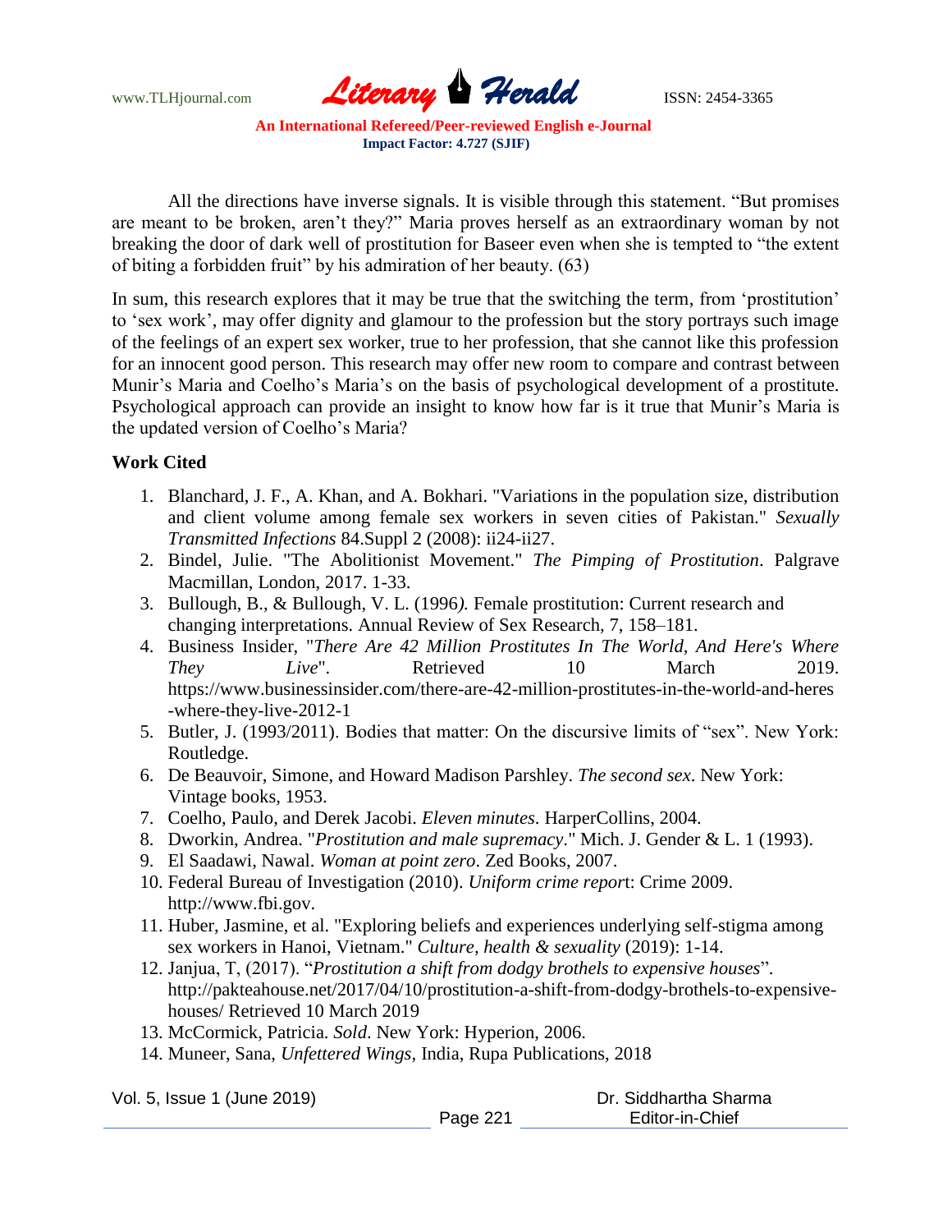All the directions have inverse signals. It is visible through this statement. "But promises are meant to be broken, aren't they?" Maria proves herself as an extraordinary woman by not breaking the door of dark well of prostitution for Baseer even when she is tempted to "the extent of biting a forbidden fruit" by his admiration of her beauty. (63)

In sum, this research explores that it may be true that the switching the term, from 'prostitution' to 'sex work', may offer dignity and glamour to the profession but the story portrays such image of the feelings of an expert sex worker, true to her profession, that she cannot like this profession for an innocent good person. This research may offer new room to compare and contrast between Munir's Maria and Coelho's Maria's on the basis of psychological development of a prostitute. Psychological approach can provide an insight to know how far is it true that Munir's Maria is the updated version of Coelho's Maria?

**Work Cited**

1. Blanchard, J. F., A. Khan, and A. Bokhari. "Variations in the population size, distribution and client volume among female sex workers in seven cities of Pakistan." *Sexually Transmitted Infections* 84.Suppl 2 (2008): ii24-ii27.
2. Bindel, Julie. "The Abolitionist Movement." *The Pimping of Prostitution*. Palgrave Macmillan, London, 2017. 1-33.
3. Bullough, B., & Bullough, V. L. (1996*).* Female prostitution: Current research and changing interpretations. Annual Review of Sex Research, 7, 158–181.
4. Business Insider, "*There Are 42 Million Prostitutes In The World, And Here's Where They Live*". Retrieved 10 March 2019. https://www.businessinsider.com/there-are-42-million-prostitutes-in-the-world-and-heres-where-they-live-2012-1
5. Butler, J. (1993/2011). Bodies that matter: On the discursive limits of "sex". New York: Routledge.
6. De Beauvoir, Simone, and Howard Madison Parshley. *The second sex*. New York: Vintage books, 1953.
7. Coelho, Paulo, and Derek Jacobi. *Eleven minutes*. HarperCollins, 2004.
8. Dworkin, Andrea. "*Prostitution and male supremacy*." Mich. J. Gender & L. 1 (1993).
9. El Saadawi, Nawal. *Woman at point zero*. Zed Books, 2007.
10. Federal Bureau of Investigation (2010). *Uniform crime repor*t: Crime 2009. http://www.fbi.gov.
11. Huber, Jasmine, et al. "Exploring beliefs and experiences underlying self-stigma among sex workers in Hanoi, Vietnam." *Culture, health & sexuality* (2019): 1-14.
12. Janjua, T, (2017). "*Prostitution a shift from dodgy brothels to expensive houses*". http://pakteahouse.net/2017/04/10/prostitution-a-shift-from-dodgy-brothels-to-expensive-houses/ Retrieved 10 March 2019
13. McCormick, Patricia. *Sold*. New York: Hyperion, 2006.
14. Muneer, Sana, *Unfettered Wings*, India, Rupa Publications, 2018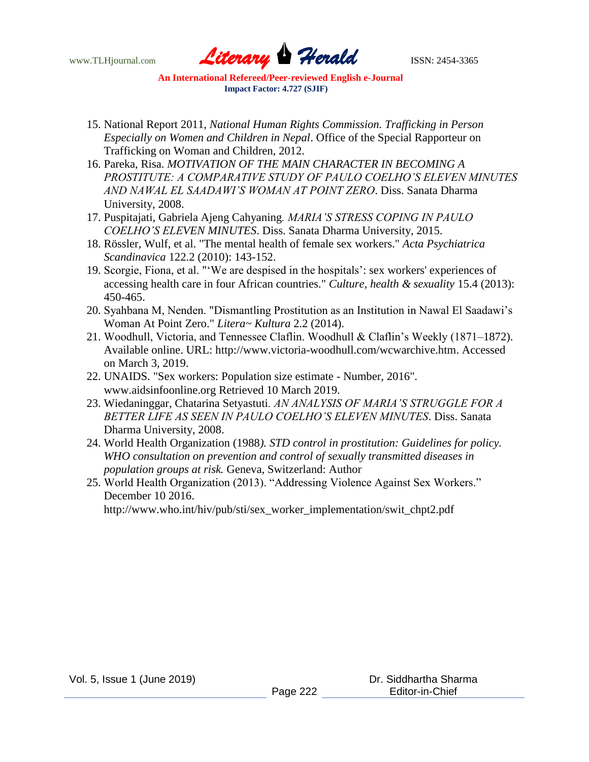15. National Report 2011, *National Human Rights Commission. Trafficking in Person Especially on Women and Children in Nepal*. Office of the Special Rapporteur on Trafficking on Woman and Children, 2012.
16. Pareka, Risa. *MOTIVATION OF THE MAIN CHARACTER IN BECOMING A PROSTITUTE: A COMPARATIVE STUDY OF PAULO COELHO'S ELEVEN MINUTES AND NAWAL EL SAADAWI'S WOMAN AT POINT ZERO*. Diss. Sanata Dharma University, 2008.
17. Puspitajati, Gabriela Ajeng Cahyaning*. MARIA'S STRESS COPING IN PAULO COELHO'S ELEVEN MINUTES*. Diss. Sanata Dharma University, 2015.
18. Rössler, Wulf, et al. "The mental health of female sex workers." *Acta Psychiatrica Scandinavica* 122.2 (2010): 143-152.
19. Scorgie, Fiona, et al. "'We are despised in the hospitals': sex workers' experiences of accessing health care in four African countries." *Culture, health & sexuality* 15.4 (2013): 450-465.
20. Syahbana M, Nenden. "Dismantling Prostitution as an Institution in Nawal El Saadawi's Woman At Point Zero." *Litera~ Kultura* 2.2 (2014).
21. Woodhull, Victoria, and Tennessee Claflin. Woodhull & Claflin's Weekly (1871–1872). Available online. URL: http://www.victoria-woodhull.com/wcwarchive.htm. Accessed on March 3, 2019.
22. UNAIDS. "Sex workers: Population size estimate - Number, 2016". www.aidsinfoonline.org Retrieved 10 March 2019.
23. Wiedaninggar, Chatarina Setyastuti*. AN ANALYSIS OF MARIA'S STRUGGLE FOR A BETTER LIFE AS SEEN IN PAULO COELHO'S ELEVEN MINUTES*. Diss. Sanata Dharma University, 2008.
24. World Health Organization (1988*). STD control in prostitution: Guidelines for policy. WHO consultation on prevention and control of sexually transmitted diseases in population groups at risk.* Geneva, Switzerland: Author
25. World Health Organization (2013). "Addressing Violence Against Sex Workers." December 10 2016. http://www.who.int/hiv/pub/sti/sex_worker_implementation/swit_chpt2.pdf